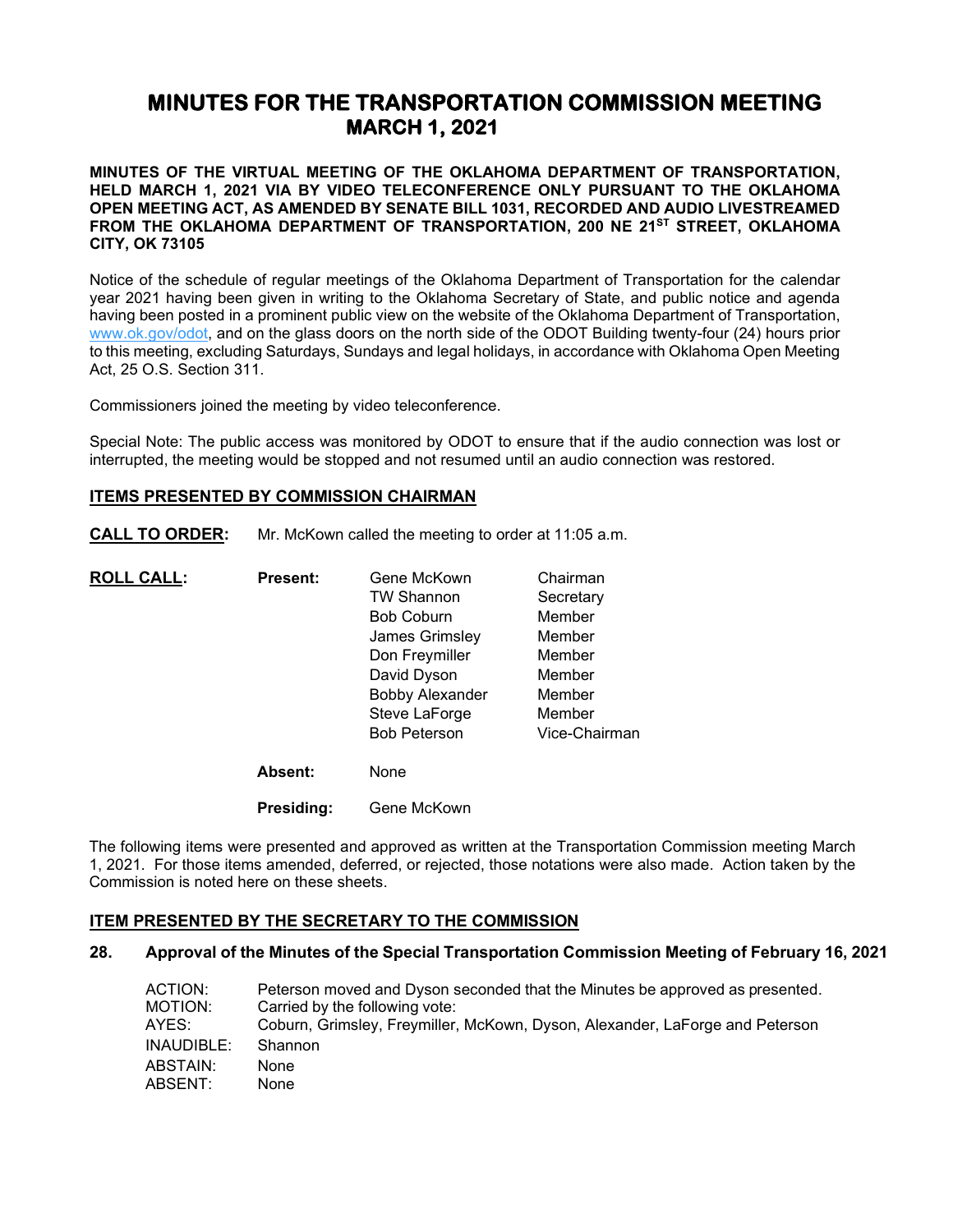# MINUTES FOR THE TRANSPORTATION COMMISSION MEETING
## MARCH 1, 2021

**MINUTES OF THE VIRTUAL MEETING OF THE OKLAHOMA DEPARTMENT OF TRANSPORTATION, HELD MARCH 1, 2021 VIA BY VIDEO TELECONFERENCE ONLY PURSUANT TO THE OKLAHOMA OPEN MEETING ACT, AS AMENDED BY SENATE BILL 1031, RECORDED AND AUDIO LIVESTREAMED FROM THE OKLAHOMA DEPARTMENT OF TRANSPORTATION, 200 NE 21ST STREET, OKLAHOMA CITY, OK 73105**

Notice of the schedule of regular meetings of the Oklahoma Department of Transportation for the calendar year 2021 having been given in writing to the Oklahoma Secretary of State, and public notice and agenda having been posted in a prominent public view on the website of the Oklahoma Department of Transportation, www.ok.gov/odot, and on the glass doors on the north side of the ODOT Building twenty-four (24) hours prior to this meeting, excluding Saturdays, Sundays and legal holidays, in accordance with Oklahoma Open Meeting Act, 25 O.S. Section 311.

Commissioners joined the meeting by video teleconference.

Special Note: The public access was monitored by ODOT to ensure that if the audio connection was lost or interrupted, the meeting would be stopped and not resumed until an audio connection was restored.

## ITEMS PRESENTED BY COMMISSION CHAIRMAN

**CALL TO ORDER:** Mr. McKown called the meeting to order at 11:05 a.m.

**ROLL CALL:**

**Present:**

| | |
|---|---|
| Gene McKown | Chairman |
| TW Shannon | Secretary |
| Bob Coburn | Member |
| James Grimsley | Member |
| Don Freymiller | Member |
| David Dyson | Member |
| Bobby Alexander | Member |
| Steve LaForge | Member |
| Bob Peterson | Vice-Chairman |

**Absent:** None

**Presiding:** Gene McKown

The following items were presented and approved as written at the Transportation Commission meeting March 1, 2021. For those items amended, deferred, or rejected, those notations were also made. Action taken by the Commission is noted here on these sheets.

## ITEM PRESENTED BY THE SECRETARY TO THE COMMISSION

### 28. Approval of the Minutes of the Special Transportation Commission Meeting of February 16, 2021

ACTION: Peterson moved and Dyson seconded that the Minutes be approved as presented.
MOTION: Carried by the following vote:
AYES: Coburn, Grimsley, Freymiller, McKown, Dyson, Alexander, LaForge and Peterson
INAUDIBLE: Shannon
ABSTAIN: None
ABSENT: None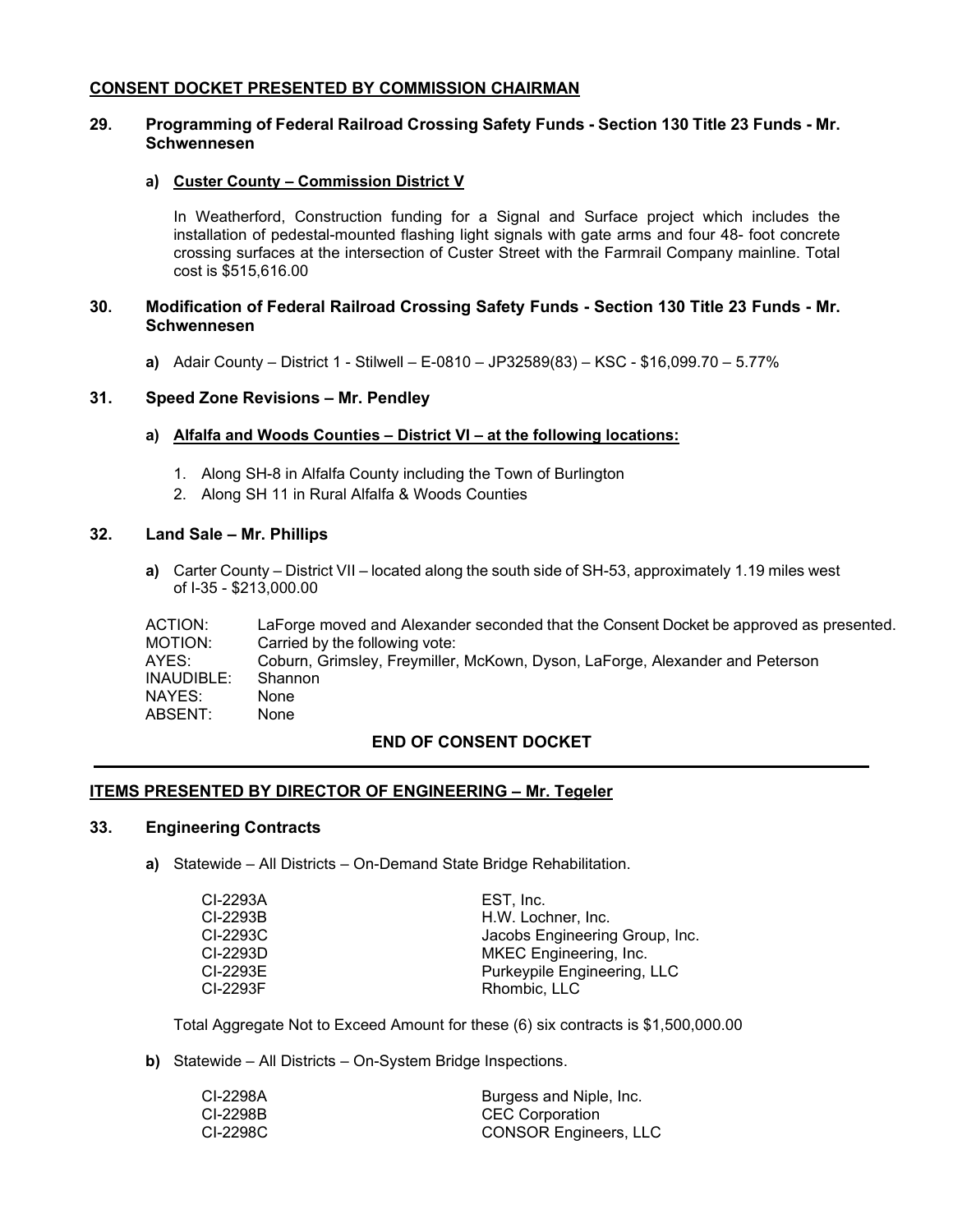## CONSENT DOCKET PRESENTED BY COMMISSION CHAIRMAN

### 29. Programming of Federal Railroad Crossing Safety Funds - Section 130 Title 23 Funds - Mr. Schwennesen

**a) Custer County – Commission District V**

In Weatherford, Construction funding for a Signal and Surface project which includes the installation of pedestal-mounted flashing light signals with gate arms and four 48- foot concrete crossing surfaces at the intersection of Custer Street with the Farmrail Company mainline. Total cost is $515,616.00

### 30. Modification of Federal Railroad Crossing Safety Funds - Section 130 Title 23 Funds - Mr. Schwennesen

**a)** Adair County – District 1 - Stilwell – E-0810 – JP32589(83) – KSC - $16,099.70 – 5.77%

### 31. Speed Zone Revisions – Mr. Pendley

**a) Alfalfa and Woods Counties – District VI – at the following locations:**

1. Along SH-8 in Alfalfa County including the Town of Burlington
2. Along SH 11 in Rural Alfalfa & Woods Counties

### 32. Land Sale – Mr. Phillips

**a)** Carter County – District VII – located along the south side of SH-53, approximately 1.19 miles west of I-35 - $213,000.00

ACTION: LaForge moved and Alexander seconded that the Consent Docket be approved as presented.
MOTION: Carried by the following vote:
AYES: Coburn, Grimsley, Freymiller, McKown, Dyson, LaForge, Alexander and Peterson
INAUDIBLE: Shannon
NAYES: None
ABSENT: None

**END OF CONSENT DOCKET**

---

## ITEMS PRESENTED BY DIRECTOR OF ENGINEERING – Mr. Tegeler

### 33. Engineering Contracts

**a)** Statewide – All Districts – On-Demand State Bridge Rehabilitation.

| | |
|---|---|
| CI-2293A | EST, Inc. |
| CI-2293B | H.W. Lochner, Inc. |
| CI-2293C | Jacobs Engineering Group, Inc. |
| CI-2293D | MKEC Engineering, Inc. |
| CI-2293E | Purkeypile Engineering, LLC |
| CI-2293F | Rhombic, LLC |

Total Aggregate Not to Exceed Amount for these (6) six contracts is $1,500,000.00

**b)** Statewide – All Districts – On-System Bridge Inspections.

| | |
|---|---|
| CI-2298A | Burgess and Niple, Inc. |
| CI-2298B | CEC Corporation |
| CI-2298C | CONSOR Engineers, LLC |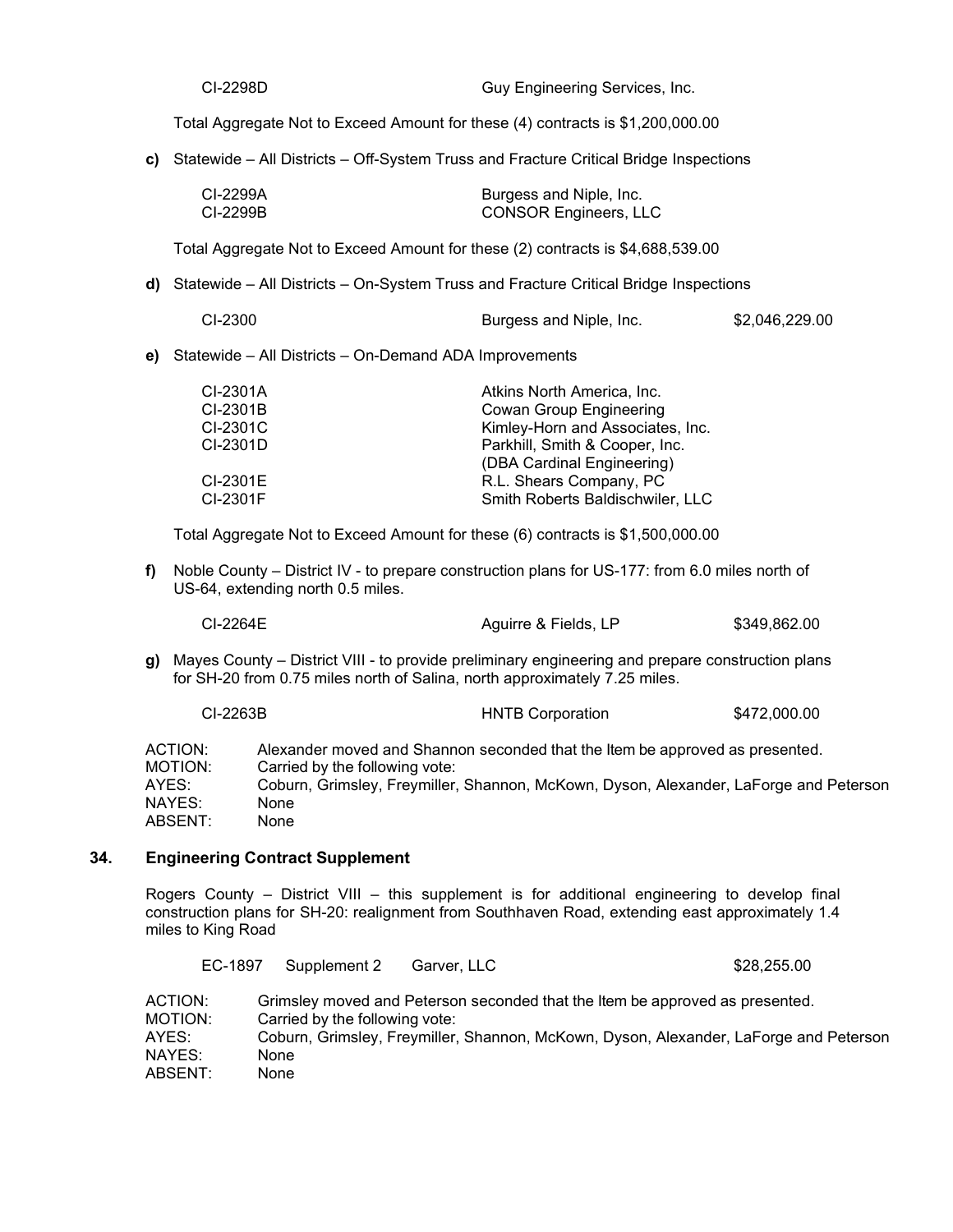CI-2298D    Guy Engineering Services, Inc.

Total Aggregate Not to Exceed Amount for these (4) contracts is $1,200,000.00

**c)** Statewide – All Districts – Off-System Truss and Fracture Critical Bridge Inspections

| | |
|---|---|
| CI-2299A | Burgess and Niple, Inc. |
| CI-2299B | CONSOR Engineers, LLC |

Total Aggregate Not to Exceed Amount for these (2) contracts is $4,688,539.00

**d)** Statewide – All Districts – On-System Truss and Fracture Critical Bridge Inspections

| | | |
|---|---|---|
| CI-2300 | Burgess and Niple, Inc. | $2,046,229.00 |

**e)** Statewide – All Districts – On-Demand ADA Improvements

| | |
|---|---|
| CI-2301A | Atkins North America, Inc. |
| CI-2301B | Cowan Group Engineering |
| CI-2301C | Kimley-Horn and Associates, Inc. |
| CI-2301D | Parkhill, Smith & Cooper, Inc. (DBA Cardinal Engineering) |
| CI-2301E | R.L. Shears Company, PC |
| CI-2301F | Smith Roberts Baldischwiler, LLC |

Total Aggregate Not to Exceed Amount for these (6) contracts is $1,500,000.00

**f)** Noble County – District IV - to prepare construction plans for US-177: from 6.0 miles north of US-64, extending north 0.5 miles.

| | | |
|---|---|---|
| CI-2264E | Aguirre & Fields, LP | $349,862.00 |

**g)** Mayes County – District VIII - to provide preliminary engineering and prepare construction plans for SH-20 from 0.75 miles north of Salina, north approximately 7.25 miles.

| | | |
|---|---|---|
| CI-2263B | HNTB Corporation | $472,000.00 |

ACTION: Alexander moved and Shannon seconded that the Item be approved as presented.
MOTION: Carried by the following vote:
AYES: Coburn, Grimsley, Freymiller, Shannon, McKown, Dyson, Alexander, LaForge and Peterson
NAYES: None
ABSENT: None

## 34. Engineering Contract Supplement

Rogers County – District VIII – this supplement is for additional engineering to develop final construction plans for SH-20: realignment from Southhaven Road, extending east approximately 1.4 miles to King Road

| | | | |
|---|---|---|---|
| EC-1897 | Supplement 2 | Garver, LLC | $28,255.00 |

ACTION: Grimsley moved and Peterson seconded that the Item be approved as presented.
MOTION: Carried by the following vote:
AYES: Coburn, Grimsley, Freymiller, Shannon, McKown, Dyson, Alexander, LaForge and Peterson
NAYES: None
ABSENT: None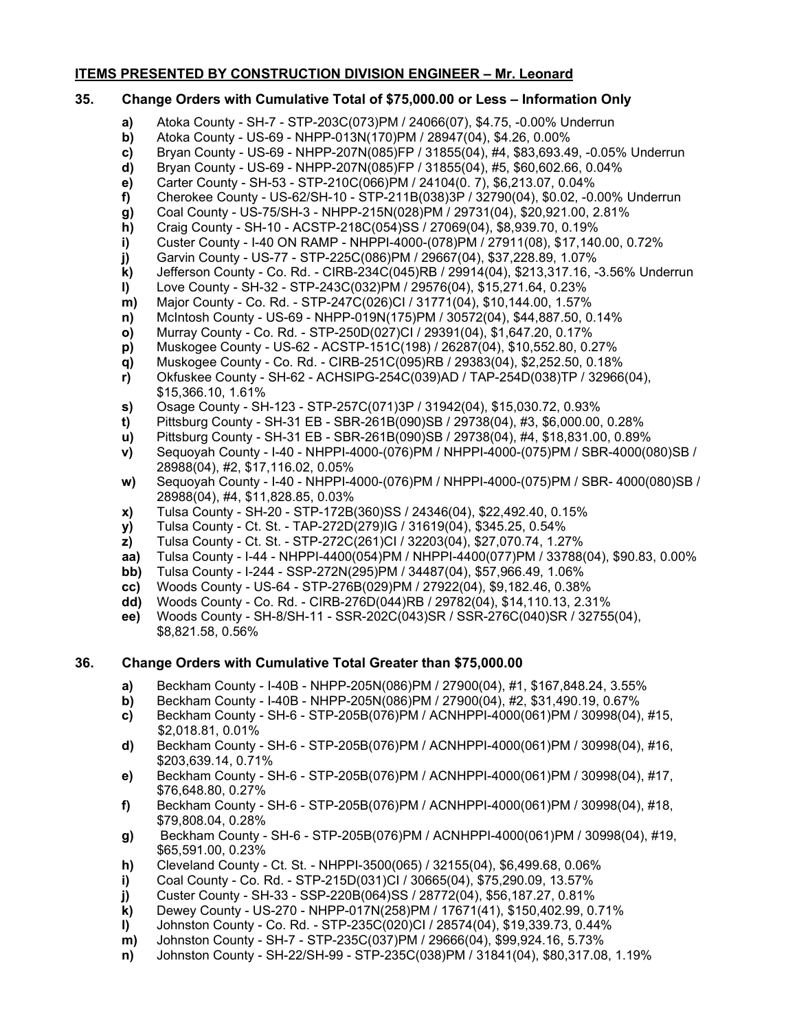## ITEMS PRESENTED BY CONSTRUCTION DIVISION ENGINEER – Mr. Leonard

### 35. Change Orders with Cumulative Total of $75,000.00 or Less – Information Only

- **a)** Atoka County - SH-7 - STP-203C(073)PM / 24066(07), $4.75, -0.00% Underrun
- **b)** Atoka County - US-69 - NHPP-013N(170)PM / 28947(04), $4.26, 0.00%
- **c)** Bryan County - US-69 - NHPP-207N(085)FP / 31855(04), #4, $83,693.49, -0.05% Underrun
- **d)** Bryan County - US-69 - NHPP-207N(085)FP / 31855(04), #5, $60,602.66, 0.04%
- **e)** Carter County - SH-53 - STP-210C(066)PM / 24104(0. 7), $6,213.07, 0.04%
- **f)** Cherokee County - US-62/SH-10 - STP-211B(038)3P / 32790(04), $0.02, -0.00% Underrun
- **g)** Coal County - US-75/SH-3 - NHPP-215N(028)PM / 29731(04), $20,921.00, 2.81%
- **h)** Craig County - SH-10 - ACSTP-218C(054)SS / 27069(04), $8,939.70, 0.19%
- **i)** Custer County - I-40 ON RAMP - NHPPI-4000-(078)PM / 27911(08), $17,140.00, 0.72%
- **j)** Garvin County - US-77 - STP-225C(086)PM / 29667(04), $37,228.89, 1.07%
- **k)** Jefferson County - Co. Rd. - CIRB-234C(045)RB / 29914(04), $213,317.16, -3.56% Underrun
- **l)** Love County - SH-32 - STP-243C(032)PM / 29576(04), $15,271.64, 0.23%
- **m)** Major County - Co. Rd. - STP-247C(026)CI / 31771(04), $10,144.00, 1.57%
- **n)** McIntosh County - US-69 - NHPP-019N(175)PM / 30572(04), $44,887.50, 0.14%
- **o)** Murray County - Co. Rd. - STP-250D(027)CI / 29391(04), $1,647.20, 0.17%
- **p)** Muskogee County - US-62 - ACSTP-151C(198) / 26287(04), $10,552.80, 0.27%
- **q)** Muskogee County - Co. Rd. - CIRB-251C(095)RB / 29383(04), $2,252.50, 0.18%
- **r)** Okfuskee County - SH-62 - ACHSIPG-254C(039)AD / TAP-254D(038)TP / 32966(04), $15,366.10, 1.61%
- **s)** Osage County - SH-123 - STP-257C(071)3P / 31942(04), $15,030.72, 0.93%
- **t)** Pittsburg County - SH-31 EB - SBR-261B(090)SB / 29738(04), #3, $6,000.00, 0.28%
- **u)** Pittsburg County - SH-31 EB - SBR-261B(090)SB / 29738(04), #4, $18,831.00, 0.89%
- **v)** Sequoyah County - I-40 - NHPPI-4000-(076)PM / NHPPI-4000-(075)PM / SBR-4000(080)SB / 28988(04), #2, $17,116.02, 0.05%
- **w)** Sequoyah County - I-40 - NHPPI-4000-(076)PM / NHPPI-4000-(075)PM / SBR- 4000(080)SB / 28988(04), #4, $11,828.85, 0.03%
- **x)** Tulsa County - SH-20 - STP-172B(360)SS / 24346(04), $22,492.40, 0.15%
- **y)** Tulsa County - Ct. St. - TAP-272D(279)IG / 31619(04), $345.25, 0.54%
- **z)** Tulsa County - Ct. St. - STP-272C(261)CI / 32203(04), $27,070.74, 1.27%
- **aa)** Tulsa County - I-44 - NHPPI-4400(054)PM / NHPPI-4400(077)PM / 33788(04), $90.83, 0.00%
- **bb)** Tulsa County - I-244 - SSP-272N(295)PM / 34487(04), $57,966.49, 1.06%
- **cc)** Woods County - US-64 - STP-276B(029)PM / 27922(04), $9,182.46, 0.38%
- **dd)** Woods County - Co. Rd. - CIRB-276D(044)RB / 29782(04), $14,110.13, 2.31%
- **ee)** Woods County - SH-8/SH-11 - SSR-202C(043)SR / SSR-276C(040)SR / 32755(04), $8,821.58, 0.56%

### 36. Change Orders with Cumulative Total Greater than $75,000.00

- **a)** Beckham County - I-40B - NHPP-205N(086)PM / 27900(04), #1, $167,848.24, 3.55%
- **b)** Beckham County - I-40B - NHPP-205N(086)PM / 27900(04), #2, $31,490.19, 0.67%
- **c)** Beckham County - SH-6 - STP-205B(076)PM / ACNHPPI-4000(061)PM / 30998(04), #15, $2,018.81, 0.01%
- **d)** Beckham County - SH-6 - STP-205B(076)PM / ACNHPPI-4000(061)PM / 30998(04), #16, $203,639.14, 0.71%
- **e)** Beckham County - SH-6 - STP-205B(076)PM / ACNHPPI-4000(061)PM / 30998(04), #17, $76,648.80, 0.27%
- **f)** Beckham County - SH-6 - STP-205B(076)PM / ACNHPPI-4000(061)PM / 30998(04), #18, $79,808.04, 0.28%
- **g)** Beckham County - SH-6 - STP-205B(076)PM / ACNHPPI-4000(061)PM / 30998(04), #19, $65,591.00, 0.23%
- **h)** Cleveland County - Ct. St. - NHPPI-3500(065) / 32155(04), $6,499.68, 0.06%
- **i)** Coal County - Co. Rd. - STP-215D(031)CI / 30665(04), $75,290.09, 13.57%
- **j)** Custer County - SH-33 - SSP-220B(064)SS / 28772(04), $56,187.27, 0.81%
- **k)** Dewey County - US-270 - NHPP-017N(258)PM / 17671(41), $150,402.99, 0.71%
- **l)** Johnston County - Co. Rd. - STP-235C(020)CI / 28574(04), $19,339.73, 0.44%
- **m)** Johnston County - SH-7 - STP-235C(037)PM / 29666(04), $99,924.16, 5.73%
- **n)** Johnston County - SH-22/SH-99 - STP-235C(038)PM / 31841(04), $80,317.08, 1.19%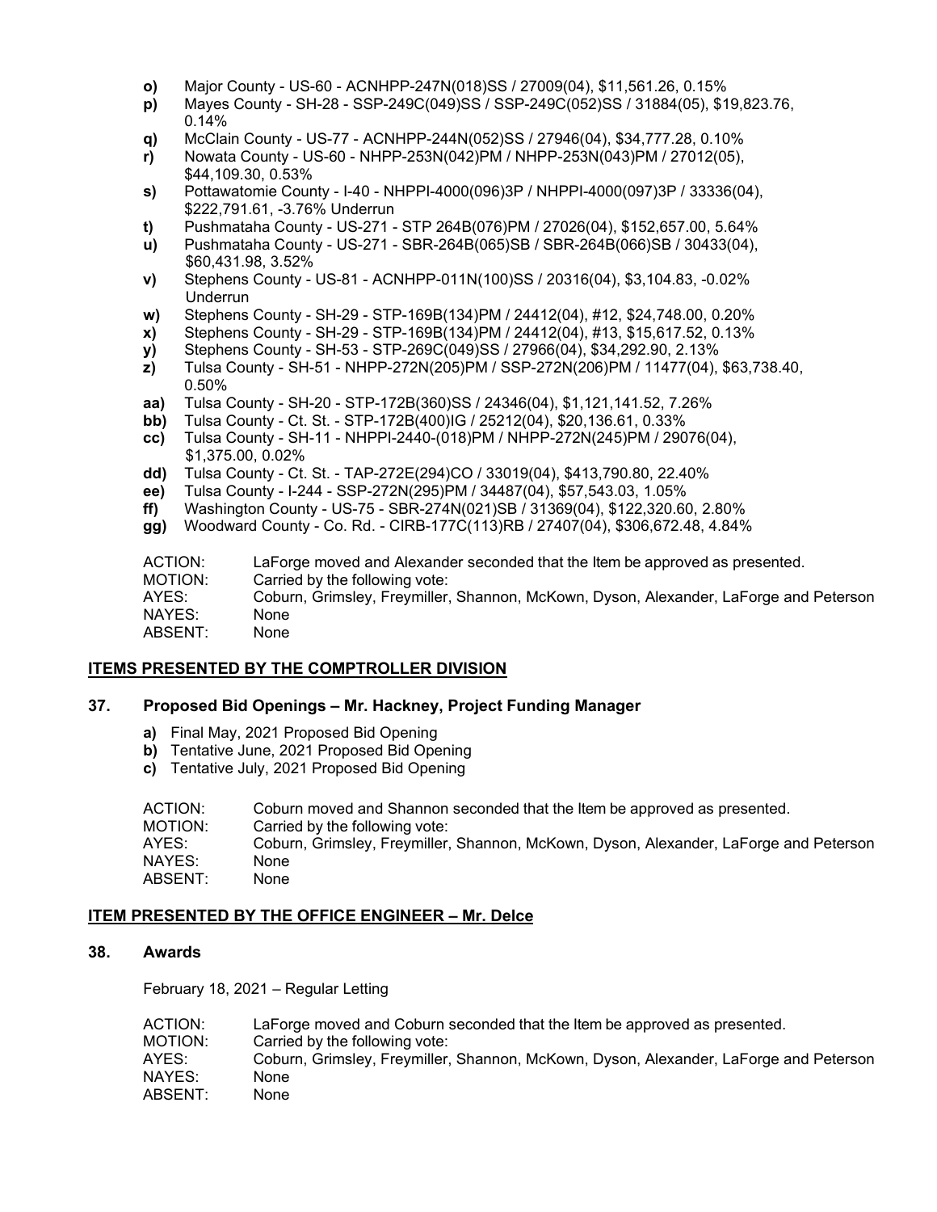- **o)** Major County - US-60 - ACNHPP-247N(018)SS / 27009(04), $11,561.26, 0.15%
- **p)** Mayes County - SH-28 - SSP-249C(049)SS / SSP-249C(052)SS / 31884(05), $19,823.76, 0.14%
- **q)** McClain County - US-77 - ACNHPP-244N(052)SS / 27946(04), $34,777.28, 0.10%
- **r)** Nowata County - US-60 - NHPP-253N(042)PM / NHPP-253N(043)PM / 27012(05), $44,109.30, 0.53%
- **s)** Pottawatomie County - I-40 - NHPPI-4000(096)3P / NHPPI-4000(097)3P / 33336(04), $222,791.61, -3.76% Underrun
- **t)** Pushmataha County - US-271 - STP 264B(076)PM / 27026(04), $152,657.00, 5.64%
- **u)** Pushmataha County - US-271 - SBR-264B(065)SB / SBR-264B(066)SB / 30433(04), $60,431.98, 3.52%
- **v)** Stephens County - US-81 - ACNHPP-011N(100)SS / 20316(04), $3,104.83, -0.02% Underrun
- **w)** Stephens County - SH-29 - STP-169B(134)PM / 24412(04), #12, $24,748.00, 0.20%
- **x)** Stephens County - SH-29 - STP-169B(134)PM / 24412(04), #13, $15,617.52, 0.13%
- **y)** Stephens County - SH-53 - STP-269C(049)SS / 27966(04), $34,292.90, 2.13%
- **z)** Tulsa County - SH-51 - NHPP-272N(205)PM / SSP-272N(206)PM / 11477(04), $63,738.40, 0.50%
- **aa)** Tulsa County - SH-20 - STP-172B(360)SS / 24346(04), $1,121,141.52, 7.26%
- **bb)** Tulsa County - Ct. St. - STP-172B(400)IG / 25212(04), $20,136.61, 0.33%
- **cc)** Tulsa County - SH-11 - NHPPI-2440-(018)PM / NHPP-272N(245)PM / 29076(04), $1,375.00, 0.02%
- **dd)** Tulsa County - Ct. St. - TAP-272E(294)CO / 33019(04), $413,790.80, 22.40%
- **ee)** Tulsa County - I-244 - SSP-272N(295)PM / 34487(04), $57,543.03, 1.05%
- **ff)** Washington County - US-75 - SBR-274N(021)SB / 31369(04), $122,320.60, 2.80%
- **gg)** Woodward County - Co. Rd. - CIRB-177C(113)RB / 27407(04), $306,672.48, 4.84%

ACTION: LaForge moved and Alexander seconded that the Item be approved as presented.
MOTION: Carried by the following vote:
AYES: Coburn, Grimsley, Freymiller, Shannon, McKown, Dyson, Alexander, LaForge and Peterson
NAYES: None
ABSENT: None

## ITEMS PRESENTED BY THE COMPTROLLER DIVISION

### 37. Proposed Bid Openings – Mr. Hackney, Project Funding Manager

- **a)** Final May, 2021 Proposed Bid Opening
- **b)** Tentative June, 2021 Proposed Bid Opening
- **c)** Tentative July, 2021 Proposed Bid Opening

ACTION: Coburn moved and Shannon seconded that the Item be approved as presented.
MOTION: Carried by the following vote:
AYES: Coburn, Grimsley, Freymiller, Shannon, McKown, Dyson, Alexander, LaForge and Peterson
NAYES: None
ABSENT: None

## ITEM PRESENTED BY THE OFFICE ENGINEER – Mr. Delce

### 38. Awards

February 18, 2021 – Regular Letting

ACTION: LaForge moved and Coburn seconded that the Item be approved as presented.
MOTION: Carried by the following vote:
AYES: Coburn, Grimsley, Freymiller, Shannon, McKown, Dyson, Alexander, LaForge and Peterson
NAYES: None
ABSENT: None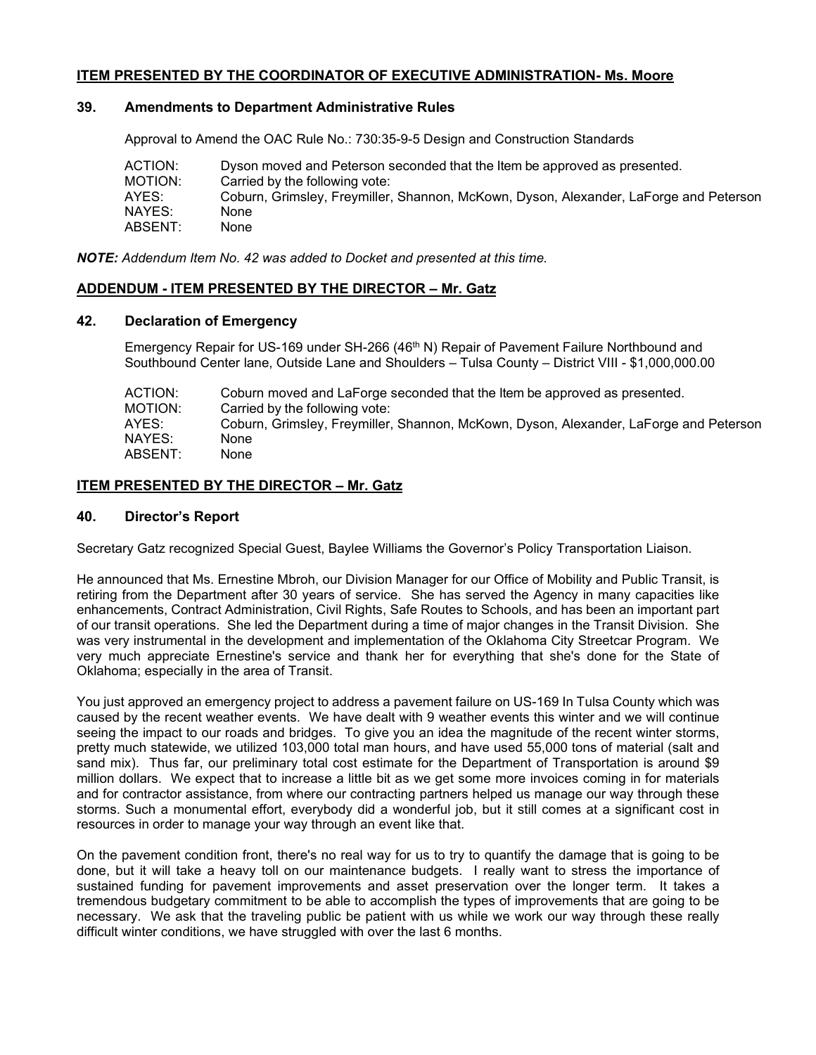## ITEM PRESENTED BY THE COORDINATOR OF EXECUTIVE ADMINISTRATION- Ms. Moore

### 39. Amendments to Department Administrative Rules

Approval to Amend the OAC Rule No.: 730:35-9-5 Design and Construction Standards

ACTION: Dyson moved and Peterson seconded that the Item be approved as presented.
MOTION: Carried by the following vote:
AYES: Coburn, Grimsley, Freymiller, Shannon, McKown, Dyson, Alexander, LaForge and Peterson
NAYES: None
ABSENT: None

***NOTE:*** *Addendum Item No. 42 was added to Docket and presented at this time.*

## ADDENDUM - ITEM PRESENTED BY THE DIRECTOR – Mr. Gatz

### 42. Declaration of Emergency

Emergency Repair for US-169 under SH-266 (46th N) Repair of Pavement Failure Northbound and Southbound Center lane, Outside Lane and Shoulders – Tulsa County – District VIII - $1,000,000.00

ACTION: Coburn moved and LaForge seconded that the Item be approved as presented.
MOTION: Carried by the following vote:
AYES: Coburn, Grimsley, Freymiller, Shannon, McKown, Dyson, Alexander, LaForge and Peterson
NAYES: None
ABSENT: None

## ITEM PRESENTED BY THE DIRECTOR – Mr. Gatz

### 40. Director's Report

Secretary Gatz recognized Special Guest, Baylee Williams the Governor's Policy Transportation Liaison.

He announced that Ms. Ernestine Mbroh, our Division Manager for our Office of Mobility and Public Transit, is retiring from the Department after 30 years of service. She has served the Agency in many capacities like enhancements, Contract Administration, Civil Rights, Safe Routes to Schools, and has been an important part of our transit operations. She led the Department during a time of major changes in the Transit Division. She was very instrumental in the development and implementation of the Oklahoma City Streetcar Program. We very much appreciate Ernestine's service and thank her for everything that she's done for the State of Oklahoma; especially in the area of Transit.

You just approved an emergency project to address a pavement failure on US-169 In Tulsa County which was caused by the recent weather events. We have dealt with 9 weather events this winter and we will continue seeing the impact to our roads and bridges. To give you an idea the magnitude of the recent winter storms, pretty much statewide, we utilized 103,000 total man hours, and have used 55,000 tons of material (salt and sand mix). Thus far, our preliminary total cost estimate for the Department of Transportation is around $9 million dollars. We expect that to increase a little bit as we get some more invoices coming in for materials and for contractor assistance, from where our contracting partners helped us manage our way through these storms. Such a monumental effort, everybody did a wonderful job, but it still comes at a significant cost in resources in order to manage your way through an event like that.

On the pavement condition front, there's no real way for us to try to quantify the damage that is going to be done, but it will take a heavy toll on our maintenance budgets. I really want to stress the importance of sustained funding for pavement improvements and asset preservation over the longer term. It takes a tremendous budgetary commitment to be able to accomplish the types of improvements that are going to be necessary. We ask that the traveling public be patient with us while we work our way through these really difficult winter conditions, we have struggled with over the last 6 months.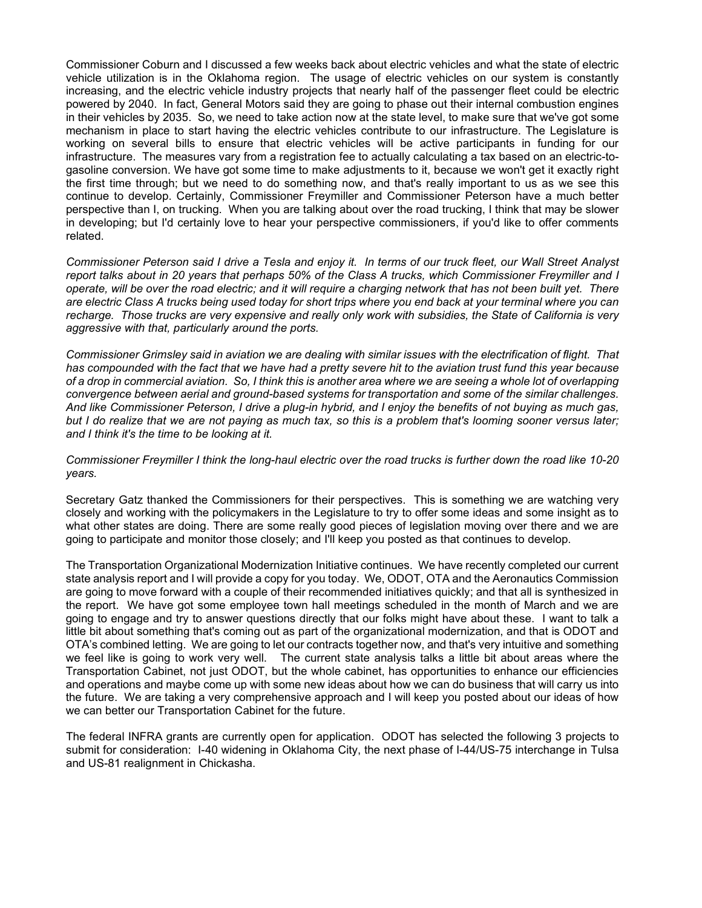Commissioner Coburn and I discussed a few weeks back about electric vehicles and what the state of electric vehicle utilization is in the Oklahoma region. The usage of electric vehicles on our system is constantly increasing, and the electric vehicle industry projects that nearly half of the passenger fleet could be electric powered by 2040. In fact, General Motors said they are going to phase out their internal combustion engines in their vehicles by 2035. So, we need to take action now at the state level, to make sure that we've got some mechanism in place to start having the electric vehicles contribute to our infrastructure. The Legislature is working on several bills to ensure that electric vehicles will be active participants in funding for our infrastructure. The measures vary from a registration fee to actually calculating a tax based on an electric-to-gasoline conversion. We have got some time to make adjustments to it, because we won't get it exactly right the first time through; but we need to do something now, and that's really important to us as we see this continue to develop. Certainly, Commissioner Freymiller and Commissioner Peterson have a much better perspective than I, on trucking. When you are talking about over the road trucking, I think that may be slower in developing; but I'd certainly love to hear your perspective commissioners, if you'd like to offer comments related.

*Commissioner Peterson said I drive a Tesla and enjoy it. In terms of our truck fleet, our Wall Street Analyst report talks about in 20 years that perhaps 50% of the Class A trucks, which Commissioner Freymiller and I operate, will be over the road electric; and it will require a charging network that has not been built yet. There are electric Class A trucks being used today for short trips where you end back at your terminal where you can recharge. Those trucks are very expensive and really only work with subsidies, the State of California is very aggressive with that, particularly around the ports.*

*Commissioner Grimsley said in aviation we are dealing with similar issues with the electrification of flight. That has compounded with the fact that we have had a pretty severe hit to the aviation trust fund this year because of a drop in commercial aviation. So, I think this is another area where we are seeing a whole lot of overlapping convergence between aerial and ground-based systems for transportation and some of the similar challenges. And like Commissioner Peterson, I drive a plug-in hybrid, and I enjoy the benefits of not buying as much gas, but I do realize that we are not paying as much tax, so this is a problem that's looming sooner versus later; and I think it's the time to be looking at it.*

*Commissioner Freymiller I think the long-haul electric over the road trucks is further down the road like 10-20 years.*

Secretary Gatz thanked the Commissioners for their perspectives. This is something we are watching very closely and working with the policymakers in the Legislature to try to offer some ideas and some insight as to what other states are doing. There are some really good pieces of legislation moving over there and we are going to participate and monitor those closely; and I'll keep you posted as that continues to develop.

The Transportation Organizational Modernization Initiative continues. We have recently completed our current state analysis report and I will provide a copy for you today. We, ODOT, OTA and the Aeronautics Commission are going to move forward with a couple of their recommended initiatives quickly; and that all is synthesized in the report. We have got some employee town hall meetings scheduled in the month of March and we are going to engage and try to answer questions directly that our folks might have about these. I want to talk a little bit about something that's coming out as part of the organizational modernization, and that is ODOT and OTA's combined letting. We are going to let our contracts together now, and that's very intuitive and something we feel like is going to work very well. The current state analysis talks a little bit about areas where the Transportation Cabinet, not just ODOT, but the whole cabinet, has opportunities to enhance our efficiencies and operations and maybe come up with some new ideas about how we can do business that will carry us into the future. We are taking a very comprehensive approach and I will keep you posted about our ideas of how we can better our Transportation Cabinet for the future.

The federal INFRA grants are currently open for application. ODOT has selected the following 3 projects to submit for consideration: I-40 widening in Oklahoma City, the next phase of I-44/US-75 interchange in Tulsa and US-81 realignment in Chickasha.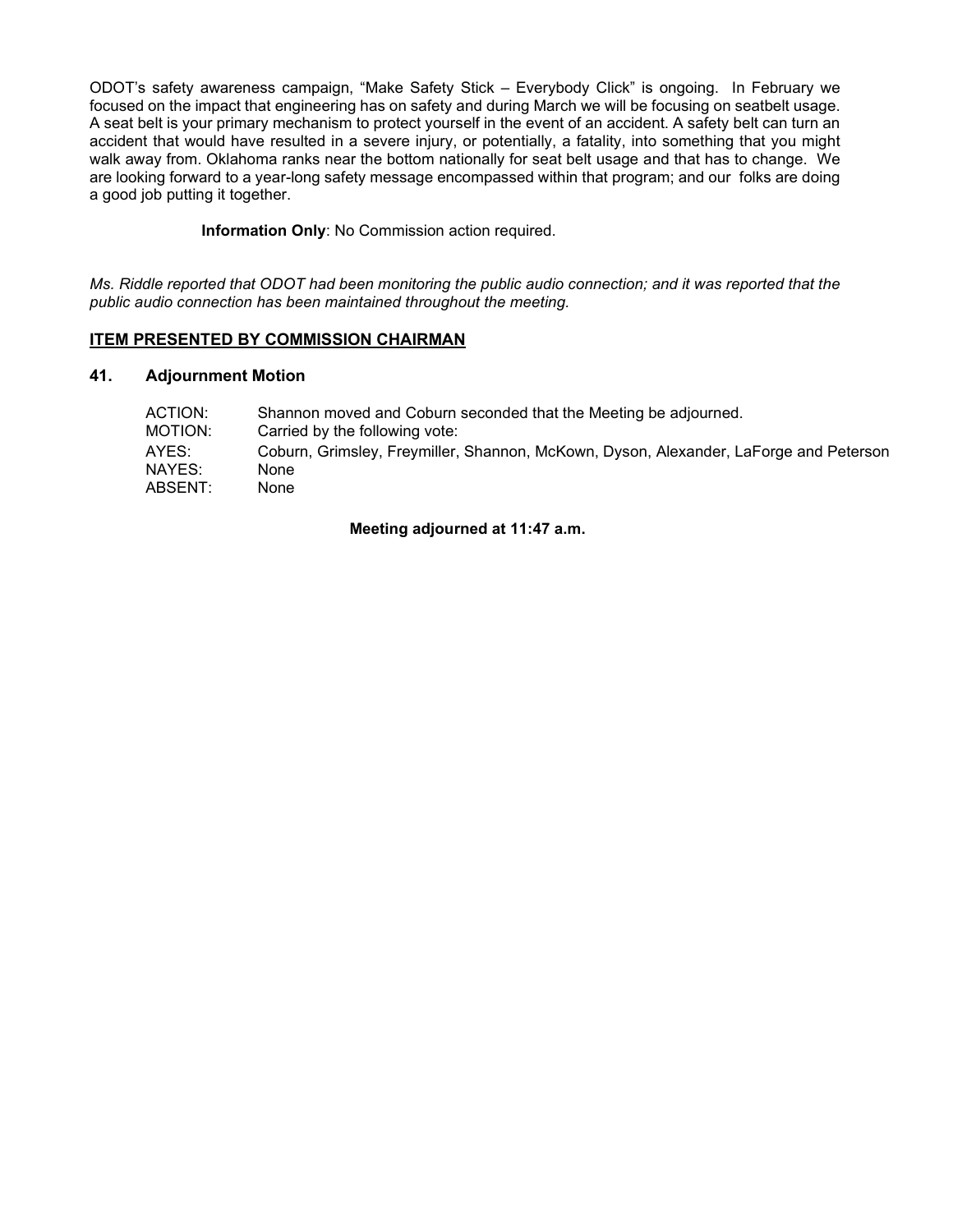ODOT's safety awareness campaign, "Make Safety Stick – Everybody Click" is ongoing. In February we focused on the impact that engineering has on safety and during March we will be focusing on seatbelt usage. A seat belt is your primary mechanism to protect yourself in the event of an accident. A safety belt can turn an accident that would have resulted in a severe injury, or potentially, a fatality, into something that you might walk away from. Oklahoma ranks near the bottom nationally for seat belt usage and that has to change. We are looking forward to a year-long safety message encompassed within that program; and our folks are doing a good job putting it together.

**Information Only**: No Commission action required.

*Ms. Riddle reported that ODOT had been monitoring the public audio connection; and it was reported that the public audio connection has been maintained throughout the meeting.*

**ITEM PRESENTED BY COMMISSION CHAIRMAN**

### 41. Adjournment Motion

ACTION: Shannon moved and Coburn seconded that the Meeting be adjourned.
MOTION: Carried by the following vote:
AYES: Coburn, Grimsley, Freymiller, Shannon, McKown, Dyson, Alexander, LaForge and Peterson
NAYES: None
ABSENT: None

**Meeting adjourned at 11:47 a.m.**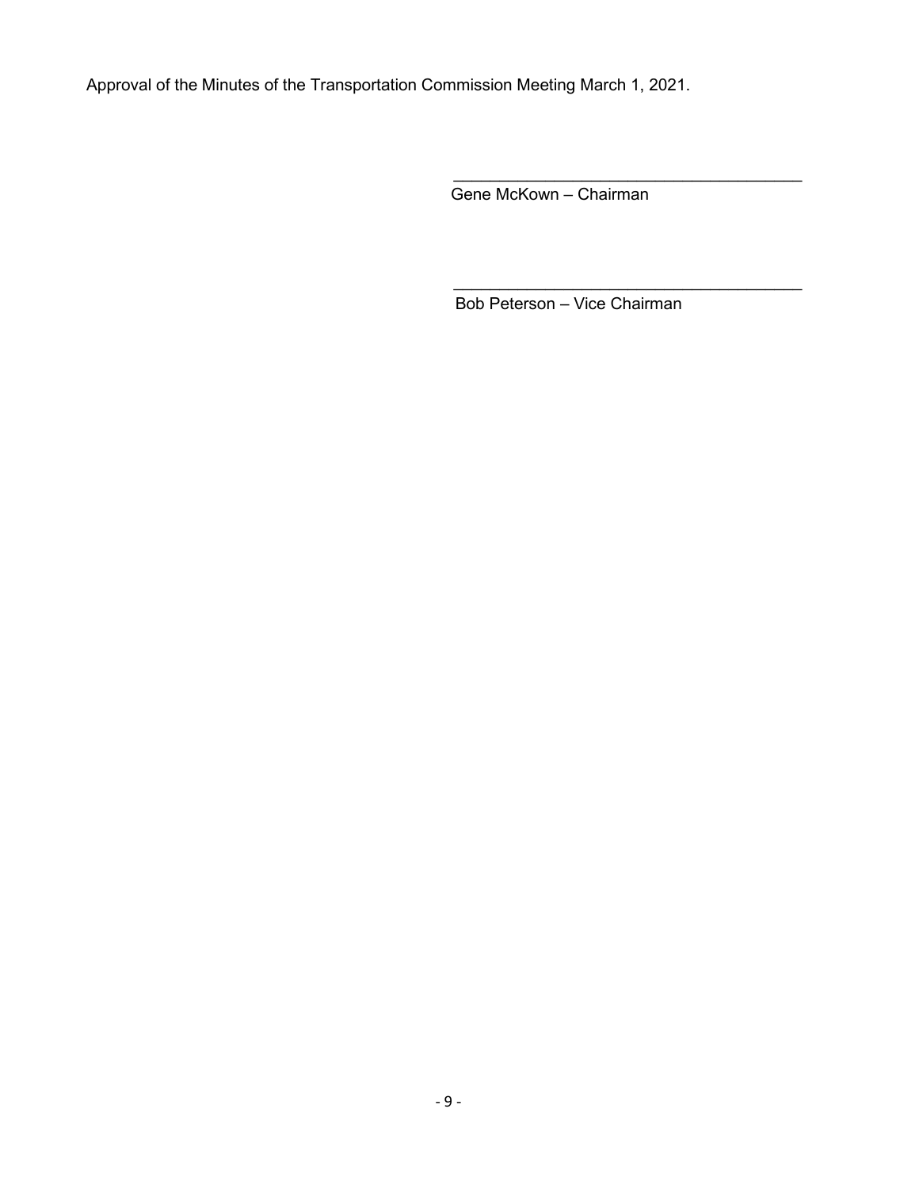Approval of the Minutes of the Transportation Commission Meeting March 1, 2021.

\_\_\_\_\_\_\_\_\_\_\_\_\_\_\_\_\_\_\_\_\_\_\_\_\_\_\_\_\_\_\_\_\_\_\_\_\_\_\_\_

Gene McKown – Chairman

\_\_\_\_\_\_\_\_\_\_\_\_\_\_\_\_\_\_\_\_\_\_\_\_\_\_\_\_\_\_\_\_\_\_\_\_\_\_\_\_

Bob Peterson – Vice Chairman